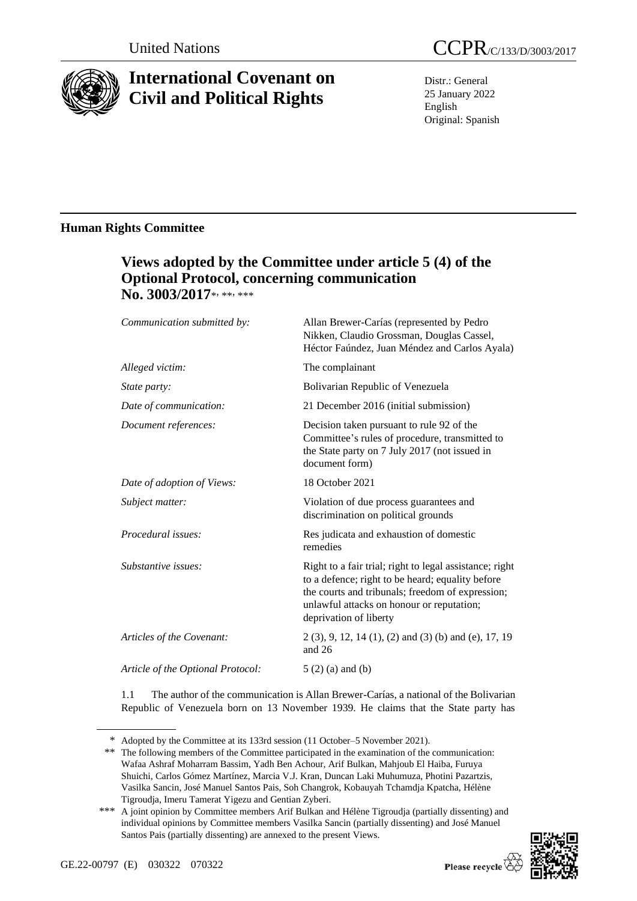United Nations

CCPR/C/133/D/3003/2017

# International Covenant on Civil and Political Rights

Distr.: General
25 January 2022
English
Original: Spanish

## Human Rights Committee

## Views adopted by the Committee under article 5 (4) of the Optional Protocol, concerning communication No. 3003/2017*, **, ***

| | |
|---|---|
| *Communication submitted by:* | Allan Brewer-Carías (represented by Pedro Nikken, Claudio Grossman, Douglas Cassel, Héctor Faúndez, Juan Méndez and Carlos Ayala) |
| *Alleged victim:* | The complainant |
| *State party:* | Bolivarian Republic of Venezuela |
| *Date of communication:* | 21 December 2016 (initial submission) |
| *Document references:* | Decision taken pursuant to rule 92 of the Committee's rules of procedure, transmitted to the State party on 7 July 2017 (not issued in document form) |
| *Date of adoption of Views:* | 18 October 2021 |
| *Subject matter:* | Violation of due process guarantees and discrimination on political grounds |
| *Procedural issues:* | Res judicata and exhaustion of domestic remedies |
| *Substantive issues:* | Right to a fair trial; right to legal assistance; right to a defence; right to be heard; equality before the courts and tribunals; freedom of expression; unlawful attacks on honour or reputation; deprivation of liberty |
| *Articles of the Covenant:* | 2 (3), 9, 12, 14 (1), (2) and (3) (b) and (e), 17, 19 and 26 |
| *Article of the Optional Protocol:* | 5 (2) (a) and (b) |

1.1 The author of the communication is Allan Brewer-Carías, a national of the Bolivarian Republic of Venezuela born on 13 November 1939. He claims that the State party has

\* Adopted by the Committee at its 133rd session (11 October–5 November 2021).

\*\* The following members of the Committee participated in the examination of the communication: Wafaa Ashraf Moharram Bassim, Yadh Ben Achour, Arif Bulkan, Mahjoub El Haiba, Furuya Shuichi, Carlos Gómez Martínez, Marcia V.J. Kran, Duncan Laki Muhumuza, Photini Pazartzis, Vasilka Sancin, José Manuel Santos Pais, Soh Changrok, Kobauyah Tchamdja Kpatcha, Hélène Tigroudja, Imeru Tamerat Yigezu and Gentian Zyberi.

\*\*\* A joint opinion by Committee members Arif Bulkan and Hélène Tigroudja (partially dissenting) and individual opinions by Committee members Vasilka Sancin (partially dissenting) and José Manuel Santos Pais (partially dissenting) are annexed to the present Views.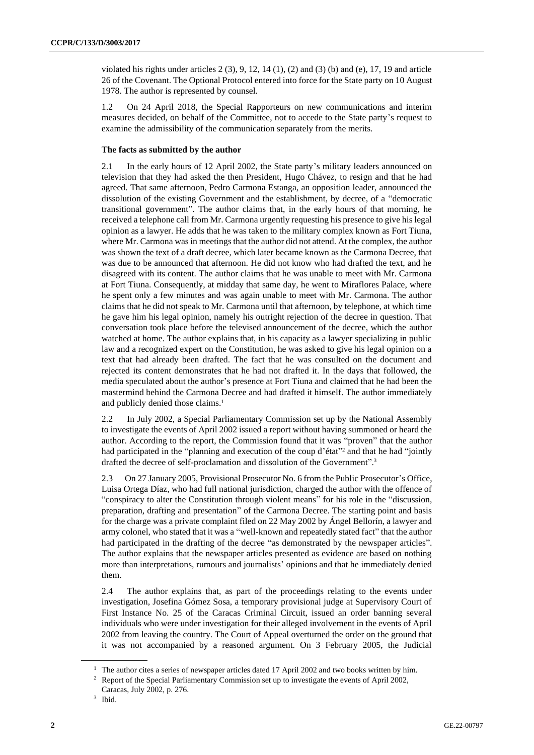violated his rights under articles 2 (3), 9, 12, 14 (1), (2) and (3) (b) and (e), 17, 19 and article 26 of the Covenant. The Optional Protocol entered into force for the State party on 10 August 1978. The author is represented by counsel.

1.2 On 24 April 2018, the Special Rapporteurs on new communications and interim measures decided, on behalf of the Committee, not to accede to the State party's request to examine the admissibility of the communication separately from the merits.

### The facts as submitted by the author

2.1 In the early hours of 12 April 2002, the State party's military leaders announced on television that they had asked the then President, Hugo Chávez, to resign and that he had agreed. That same afternoon, Pedro Carmona Estanga, an opposition leader, announced the dissolution of the existing Government and the establishment, by decree, of a "democratic transitional government". The author claims that, in the early hours of that morning, he received a telephone call from Mr. Carmona urgently requesting his presence to give his legal opinion as a lawyer. He adds that he was taken to the military complex known as Fort Tiuna, where Mr. Carmona was in meetings that the author did not attend. At the complex, the author was shown the text of a draft decree, which later became known as the Carmona Decree, that was due to be announced that afternoon. He did not know who had drafted the text, and he disagreed with its content. The author claims that he was unable to meet with Mr. Carmona at Fort Tiuna. Consequently, at midday that same day, he went to Miraflores Palace, where he spent only a few minutes and was again unable to meet with Mr. Carmona. The author claims that he did not speak to Mr. Carmona until that afternoon, by telephone, at which time he gave him his legal opinion, namely his outright rejection of the decree in question. That conversation took place before the televised announcement of the decree, which the author watched at home. The author explains that, in his capacity as a lawyer specializing in public law and a recognized expert on the Constitution, he was asked to give his legal opinion on a text that had already been drafted. The fact that he was consulted on the document and rejected its content demonstrates that he had not drafted it. In the days that followed, the media speculated about the author's presence at Fort Tiuna and claimed that he had been the mastermind behind the Carmona Decree and had drafted it himself. The author immediately and publicly denied those claims.[1]

2.2 In July 2002, a Special Parliamentary Commission set up by the National Assembly to investigate the events of April 2002 issued a report without having summoned or heard the author. According to the report, the Commission found that it was "proven" that the author had participated in the "planning and execution of the coup d'état"[2] and that he had "jointly drafted the decree of self-proclamation and dissolution of the Government".[3]

2.3 On 27 January 2005, Provisional Prosecutor No. 6 from the Public Prosecutor's Office, Luisa Ortega Díaz, who had full national jurisdiction, charged the author with the offence of "conspiracy to alter the Constitution through violent means" for his role in the "discussion, preparation, drafting and presentation" of the Carmona Decree. The starting point and basis for the charge was a private complaint filed on 22 May 2002 by Ángel Bellorín, a lawyer and army colonel, who stated that it was a "well-known and repeatedly stated fact" that the author had participated in the drafting of the decree "as demonstrated by the newspaper articles". The author explains that the newspaper articles presented as evidence are based on nothing more than interpretations, rumours and journalists' opinions and that he immediately denied them.

2.4 The author explains that, as part of the proceedings relating to the events under investigation, Josefina Gómez Sosa, a temporary provisional judge at Supervisory Court of First Instance No. 25 of the Caracas Criminal Circuit, issued an order banning several individuals who were under investigation for their alleged involvement in the events of April 2002 from leaving the country. The Court of Appeal overturned the order on the ground that it was not accompanied by a reasoned argument. On 3 February 2005, the Judicial

[1] The author cites a series of newspaper articles dated 17 April 2002 and two books written by him.

[2] Report of the Special Parliamentary Commission set up to investigate the events of April 2002, Caracas, July 2002, p. 276.

[3] Ibid.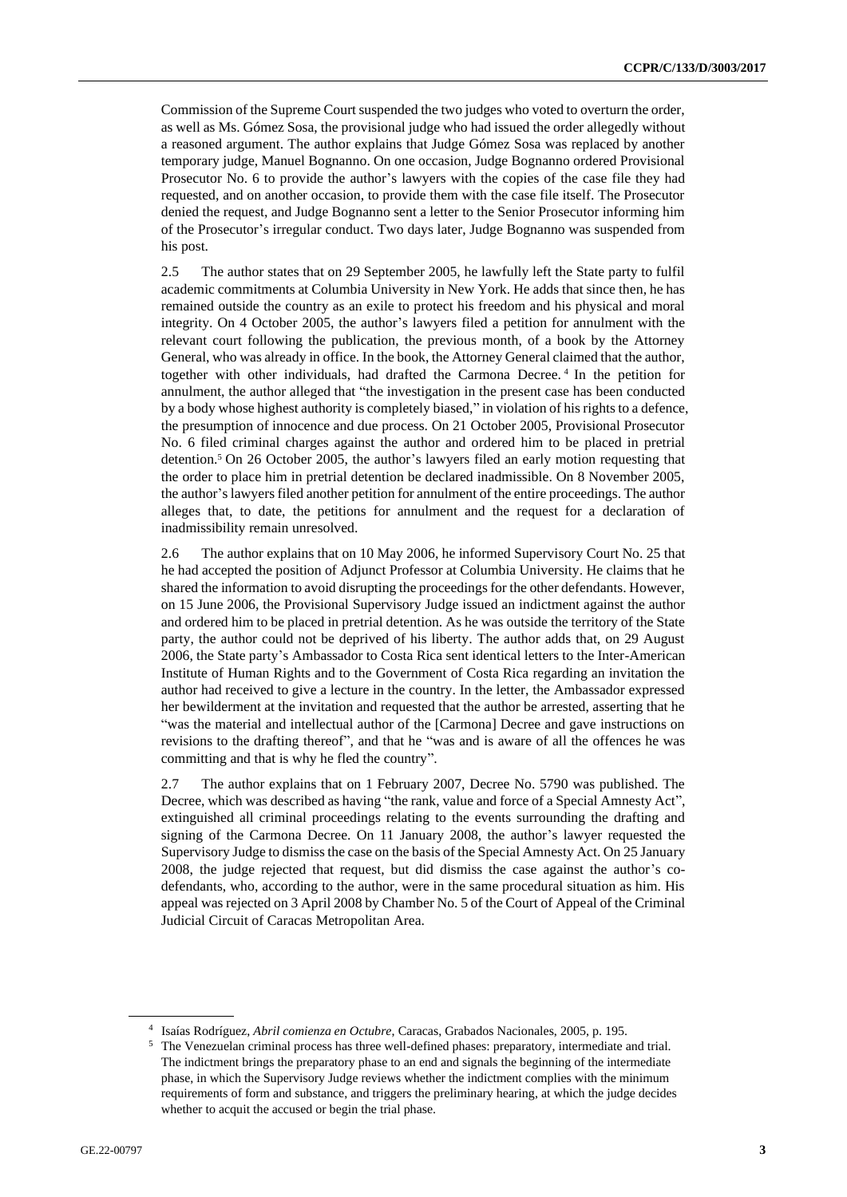Commission of the Supreme Court suspended the two judges who voted to overturn the order, as well as Ms. Gómez Sosa, the provisional judge who had issued the order allegedly without a reasoned argument. The author explains that Judge Gómez Sosa was replaced by another temporary judge, Manuel Bognanno. On one occasion, Judge Bognanno ordered Provisional Prosecutor No. 6 to provide the author's lawyers with the copies of the case file they had requested, and on another occasion, to provide them with the case file itself. The Prosecutor denied the request, and Judge Bognanno sent a letter to the Senior Prosecutor informing him of the Prosecutor's irregular conduct. Two days later, Judge Bognanno was suspended from his post.

2.5 The author states that on 29 September 2005, he lawfully left the State party to fulfil academic commitments at Columbia University in New York. He adds that since then, he has remained outside the country as an exile to protect his freedom and his physical and moral integrity. On 4 October 2005, the author's lawyers filed a petition for annulment with the relevant court following the publication, the previous month, of a book by the Attorney General, who was already in office. In the book, the Attorney General claimed that the author, together with other individuals, had drafted the Carmona Decree.[4] In the petition for annulment, the author alleged that "the investigation in the present case has been conducted by a body whose highest authority is completely biased," in violation of his rights to a defence, the presumption of innocence and due process. On 21 October 2005, Provisional Prosecutor No. 6 filed criminal charges against the author and ordered him to be placed in pretrial detention.[5] On 26 October 2005, the author's lawyers filed an early motion requesting that the order to place him in pretrial detention be declared inadmissible. On 8 November 2005, the author's lawyers filed another petition for annulment of the entire proceedings. The author alleges that, to date, the petitions for annulment and the request for a declaration of inadmissibility remain unresolved.

2.6 The author explains that on 10 May 2006, he informed Supervisory Court No. 25 that he had accepted the position of Adjunct Professor at Columbia University. He claims that he shared the information to avoid disrupting the proceedings for the other defendants. However, on 15 June 2006, the Provisional Supervisory Judge issued an indictment against the author and ordered him to be placed in pretrial detention. As he was outside the territory of the State party, the author could not be deprived of his liberty. The author adds that, on 29 August 2006, the State party's Ambassador to Costa Rica sent identical letters to the Inter-American Institute of Human Rights and to the Government of Costa Rica regarding an invitation the author had received to give a lecture in the country. In the letter, the Ambassador expressed her bewilderment at the invitation and requested that the author be arrested, asserting that he "was the material and intellectual author of the [Carmona] Decree and gave instructions on revisions to the drafting thereof", and that he "was and is aware of all the offences he was committing and that is why he fled the country".

2.7 The author explains that on 1 February 2007, Decree No. 5790 was published. The Decree, which was described as having "the rank, value and force of a Special Amnesty Act", extinguished all criminal proceedings relating to the events surrounding the drafting and signing of the Carmona Decree. On 11 January 2008, the author's lawyer requested the Supervisory Judge to dismiss the case on the basis of the Special Amnesty Act. On 25 January 2008, the judge rejected that request, but did dismiss the case against the author's co-defendants, who, according to the author, were in the same procedural situation as him. His appeal was rejected on 3 April 2008 by Chamber No. 5 of the Court of Appeal of the Criminal Judicial Circuit of Caracas Metropolitan Area.

---

[4] Isaías Rodríguez, *Abril comienza en Octubre*, Caracas, Grabados Nacionales, 2005, p. 195.

[5] The Venezuelan criminal process has three well-defined phases: preparatory, intermediate and trial. The indictment brings the preparatory phase to an end and signals the beginning of the intermediate phase, in which the Supervisory Judge reviews whether the indictment complies with the minimum requirements of form and substance, and triggers the preliminary hearing, at which the judge decides whether to acquit the accused or begin the trial phase.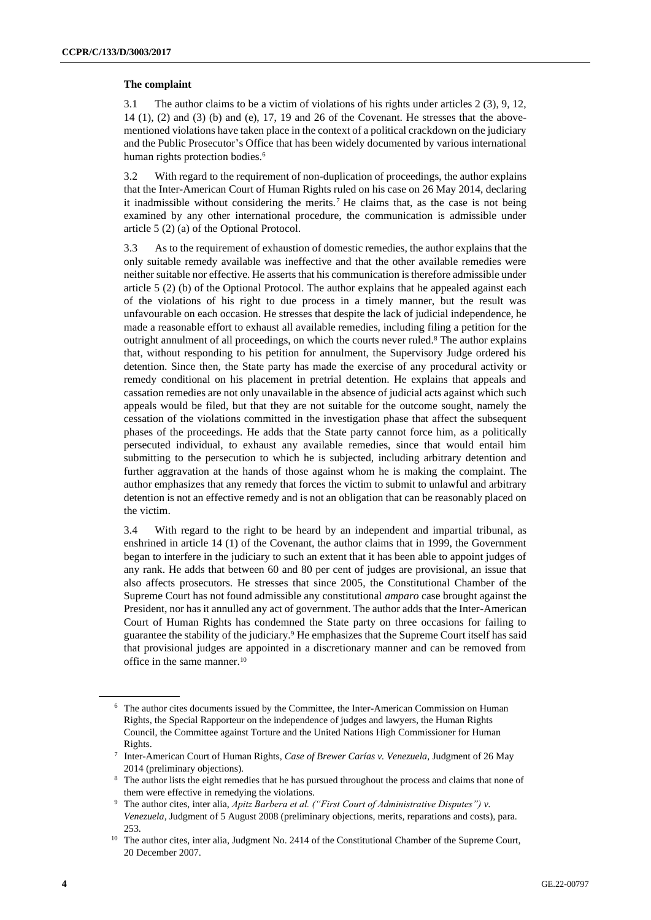### The complaint

3.1 The author claims to be a victim of violations of his rights under articles 2 (3), 9, 12, 14 (1), (2) and (3) (b) and (e), 17, 19 and 26 of the Covenant. He stresses that the above-mentioned violations have taken place in the context of a political crackdown on the judiciary and the Public Prosecutor's Office that has been widely documented by various international human rights protection bodies.[6]

3.2 With regard to the requirement of non-duplication of proceedings, the author explains that the Inter-American Court of Human Rights ruled on his case on 26 May 2014, declaring it inadmissible without considering the merits.[7] He claims that, as the case is not being examined by any other international procedure, the communication is admissible under article 5 (2) (a) of the Optional Protocol.

3.3 As to the requirement of exhaustion of domestic remedies, the author explains that the only suitable remedy available was ineffective and that the other available remedies were neither suitable nor effective. He asserts that his communication is therefore admissible under article 5 (2) (b) of the Optional Protocol. The author explains that he appealed against each of the violations of his right to due process in a timely manner, but the result was unfavourable on each occasion. He stresses that despite the lack of judicial independence, he made a reasonable effort to exhaust all available remedies, including filing a petition for the outright annulment of all proceedings, on which the courts never ruled.[8] The author explains that, without responding to his petition for annulment, the Supervisory Judge ordered his detention. Since then, the State party has made the exercise of any procedural activity or remedy conditional on his placement in pretrial detention. He explains that appeals and cassation remedies are not only unavailable in the absence of judicial acts against which such appeals would be filed, but that they are not suitable for the outcome sought, namely the cessation of the violations committed in the investigation phase that affect the subsequent phases of the proceedings. He adds that the State party cannot force him, as a politically persecuted individual, to exhaust any available remedies, since that would entail him submitting to the persecution to which he is subjected, including arbitrary detention and further aggravation at the hands of those against whom he is making the complaint. The author emphasizes that any remedy that forces the victim to submit to unlawful and arbitrary detention is not an effective remedy and is not an obligation that can be reasonably placed on the victim.

3.4 With regard to the right to be heard by an independent and impartial tribunal, as enshrined in article 14 (1) of the Covenant, the author claims that in 1999, the Government began to interfere in the judiciary to such an extent that it has been able to appoint judges of any rank. He adds that between 60 and 80 per cent of judges are provisional, an issue that also affects prosecutors. He stresses that since 2005, the Constitutional Chamber of the Supreme Court has not found admissible any constitutional *amparo* case brought against the President, nor has it annulled any act of government. The author adds that the Inter-American Court of Human Rights has condemned the State party on three occasions for failing to guarantee the stability of the judiciary.[9] He emphasizes that the Supreme Court itself has said that provisional judges are appointed in a discretionary manner and can be removed from office in the same manner.[10]

---

[6] The author cites documents issued by the Committee, the Inter-American Commission on Human Rights, the Special Rapporteur on the independence of judges and lawyers, the Human Rights Council, the Committee against Torture and the United Nations High Commissioner for Human Rights.

[7] Inter-American Court of Human Rights, *Case of Brewer Carías v. Venezuela*, Judgment of 26 May 2014 (preliminary objections).

[8] The author lists the eight remedies that he has pursued throughout the process and claims that none of them were effective in remedying the violations.

[9] The author cites, inter alia, *Apitz Barbera et al. ("First Court of Administrative Disputes") v. Venezuela*, Judgment of 5 August 2008 (preliminary objections, merits, reparations and costs), para. 253.

[10] The author cites, inter alia, Judgment No. 2414 of the Constitutional Chamber of the Supreme Court, 20 December 2007.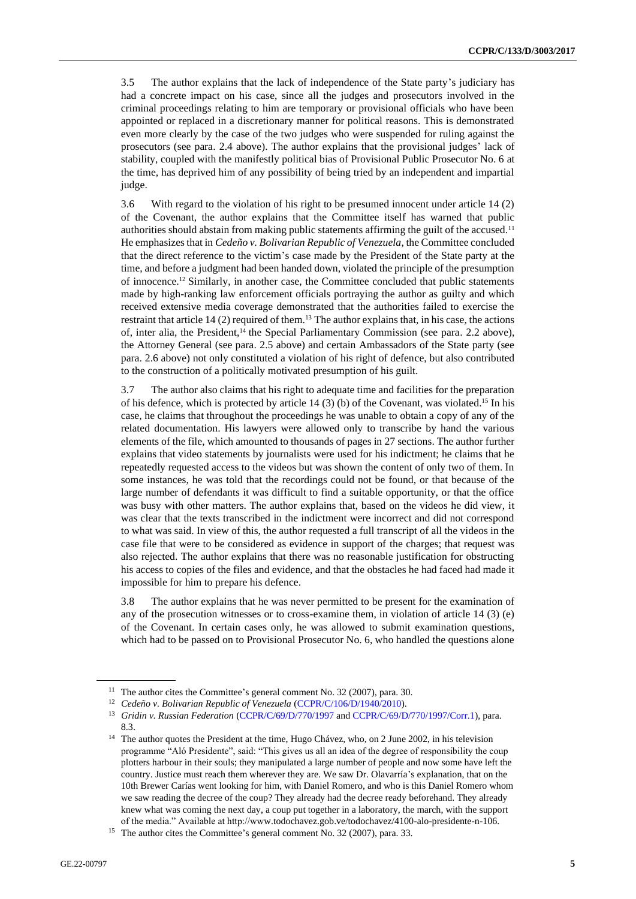3.5 The author explains that the lack of independence of the State party's judiciary has had a concrete impact on his case, since all the judges and prosecutors involved in the criminal proceedings relating to him are temporary or provisional officials who have been appointed or replaced in a discretionary manner for political reasons. This is demonstrated even more clearly by the case of the two judges who were suspended for ruling against the prosecutors (see para. 2.4 above). The author explains that the provisional judges' lack of stability, coupled with the manifestly political bias of Provisional Public Prosecutor No. 6 at the time, has deprived him of any possibility of being tried by an independent and impartial judge.

3.6 With regard to the violation of his right to be presumed innocent under article 14 (2) of the Covenant, the author explains that the Committee itself has warned that public authorities should abstain from making public statements affirming the guilt of the accused.[11] He emphasizes that in *Cedeño v. Bolivarian Republic of Venezuela*, the Committee concluded that the direct reference to the victim's case made by the President of the State party at the time, and before a judgment had been handed down, violated the principle of the presumption of innocence.[12] Similarly, in another case, the Committee concluded that public statements made by high-ranking law enforcement officials portraying the author as guilty and which received extensive media coverage demonstrated that the authorities failed to exercise the restraint that article 14 (2) required of them.[13] The author explains that, in his case, the actions of, inter alia, the President,[14] the Special Parliamentary Commission (see para. 2.2 above), the Attorney General (see para. 2.5 above) and certain Ambassadors of the State party (see para. 2.6 above) not only constituted a violation of his right of defence, but also contributed to the construction of a politically motivated presumption of his guilt.

3.7 The author also claims that his right to adequate time and facilities for the preparation of his defence, which is protected by article 14 (3) (b) of the Covenant, was violated.[15] In his case, he claims that throughout the proceedings he was unable to obtain a copy of any of the related documentation. His lawyers were allowed only to transcribe by hand the various elements of the file, which amounted to thousands of pages in 27 sections. The author further explains that video statements by journalists were used for his indictment; he claims that he repeatedly requested access to the videos but was shown the content of only two of them. In some instances, he was told that the recordings could not be found, or that because of the large number of defendants it was difficult to find a suitable opportunity, or that the office was busy with other matters. The author explains that, based on the videos he did view, it was clear that the texts transcribed in the indictment were incorrect and did not correspond to what was said. In view of this, the author requested a full transcript of all the videos in the case file that were to be considered as evidence in support of the charges; that request was also rejected. The author explains that there was no reasonable justification for obstructing his access to copies of the files and evidence, and that the obstacles he had faced had made it impossible for him to prepare his defence.

3.8 The author explains that he was never permitted to be present for the examination of any of the prosecution witnesses or to cross-examine them, in violation of article 14 (3) (e) of the Covenant. In certain cases only, he was allowed to submit examination questions, which had to be passed on to Provisional Prosecutor No. 6, who handled the questions alone

---

[11] The author cites the Committee's general comment No. 32 (2007), para. 30.

[12] *Cedeño v. Bolivarian Republic of Venezuela* (CCPR/C/106/D/1940/2010).

[13] *Gridin v. Russian Federation* (CCPR/C/69/D/770/1997 and CCPR/C/69/D/770/1997/Corr.1), para. 8.3.

[14] The author quotes the President at the time, Hugo Chávez, who, on 2 June 2002, in his television programme "Aló Presidente", said: "This gives us all an idea of the degree of responsibility the coup plotters harbour in their souls; they manipulated a large number of people and now some have left the country. Justice must reach them wherever they are. We saw Dr. Olavarría's explanation, that on the 10th Brewer Carías went looking for him, with Daniel Romero, and who is this Daniel Romero whom we saw reading the decree of the coup? They already had the decree ready beforehand. They already knew what was coming the next day, a coup put together in a laboratory, the march, with the support of the media." Available at http://www.todochavez.gob.ve/todochavez/4100-alo-presidente-n-106.

[15] The author cites the Committee's general comment No. 32 (2007), para. 33.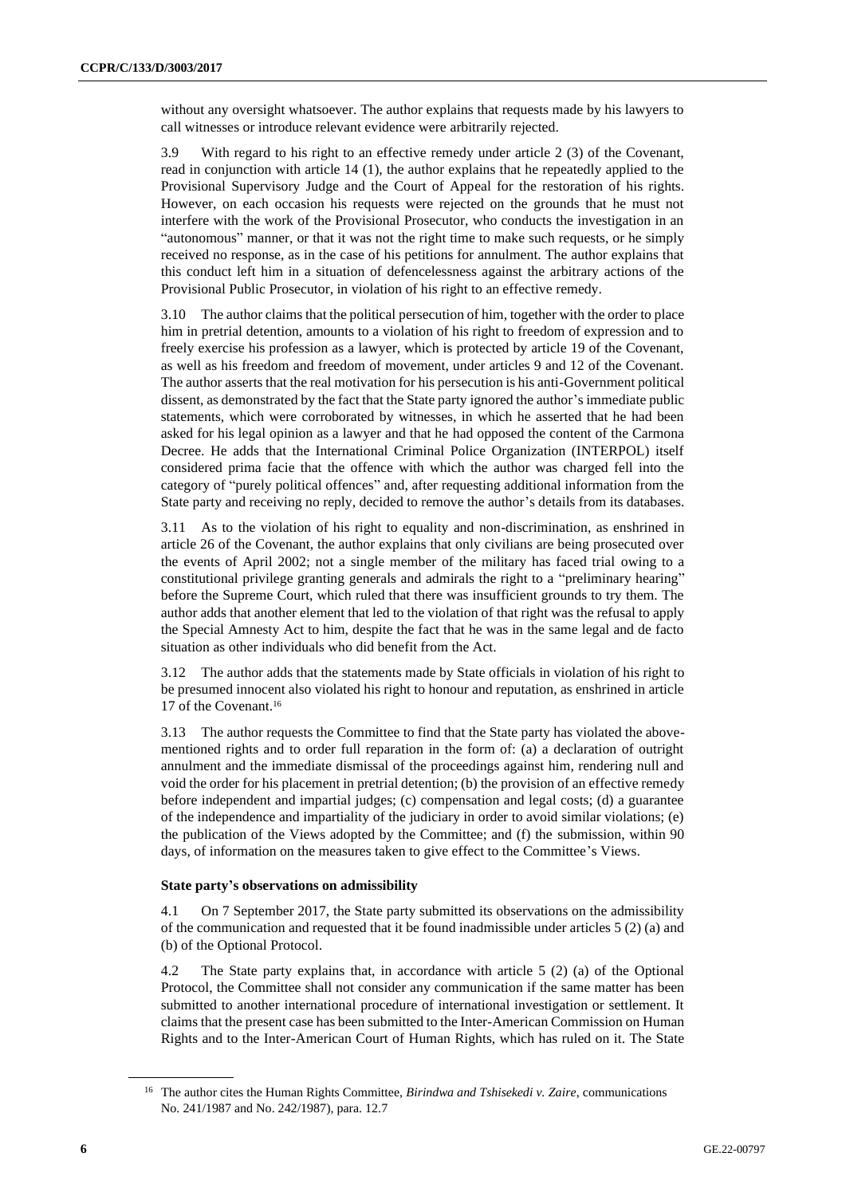without any oversight whatsoever. The author explains that requests made by his lawyers to call witnesses or introduce relevant evidence were arbitrarily rejected.

3.9 With regard to his right to an effective remedy under article 2 (3) of the Covenant, read in conjunction with article 14 (1), the author explains that he repeatedly applied to the Provisional Supervisory Judge and the Court of Appeal for the restoration of his rights. However, on each occasion his requests were rejected on the grounds that he must not interfere with the work of the Provisional Prosecutor, who conducts the investigation in an "autonomous" manner, or that it was not the right time to make such requests, or he simply received no response, as in the case of his petitions for annulment. The author explains that this conduct left him in a situation of defencelessness against the arbitrary actions of the Provisional Public Prosecutor, in violation of his right to an effective remedy.

3.10 The author claims that the political persecution of him, together with the order to place him in pretrial detention, amounts to a violation of his right to freedom of expression and to freely exercise his profession as a lawyer, which is protected by article 19 of the Covenant, as well as his freedom and freedom of movement, under articles 9 and 12 of the Covenant. The author asserts that the real motivation for his persecution is his anti-Government political dissent, as demonstrated by the fact that the State party ignored the author's immediate public statements, which were corroborated by witnesses, in which he asserted that he had been asked for his legal opinion as a lawyer and that he had opposed the content of the Carmona Decree. He adds that the International Criminal Police Organization (INTERPOL) itself considered prima facie that the offence with which the author was charged fell into the category of "purely political offences" and, after requesting additional information from the State party and receiving no reply, decided to remove the author's details from its databases.

3.11 As to the violation of his right to equality and non-discrimination, as enshrined in article 26 of the Covenant, the author explains that only civilians are being prosecuted over the events of April 2002; not a single member of the military has faced trial owing to a constitutional privilege granting generals and admirals the right to a "preliminary hearing" before the Supreme Court, which ruled that there was insufficient grounds to try them. The author adds that another element that led to the violation of that right was the refusal to apply the Special Amnesty Act to him, despite the fact that he was in the same legal and de facto situation as other individuals who did benefit from the Act.

3.12 The author adds that the statements made by State officials in violation of his right to be presumed innocent also violated his right to honour and reputation, as enshrined in article 17 of the Covenant.[16]

3.13 The author requests the Committee to find that the State party has violated the above-mentioned rights and to order full reparation in the form of: (a) a declaration of outright annulment and the immediate dismissal of the proceedings against him, rendering null and void the order for his placement in pretrial detention; (b) the provision of an effective remedy before independent and impartial judges; (c) compensation and legal costs; (d) a guarantee of the independence and impartiality of the judiciary in order to avoid similar violations; (e) the publication of the Views adopted by the Committee; and (f) the submission, within 90 days, of information on the measures taken to give effect to the Committee's Views.

### State party's observations on admissibility

4.1 On 7 September 2017, the State party submitted its observations on the admissibility of the communication and requested that it be found inadmissible under articles 5 (2) (a) and (b) of the Optional Protocol.

4.2 The State party explains that, in accordance with article 5 (2) (a) of the Optional Protocol, the Committee shall not consider any communication if the same matter has been submitted to another international procedure of international investigation or settlement. It claims that the present case has been submitted to the Inter-American Commission on Human Rights and to the Inter-American Court of Human Rights, which has ruled on it. The State

---

[16] The author cites the Human Rights Committee, *Birindwa and Tshisekedi v. Zaire*, communications No. 241/1987 and No. 242/1987), para. 12.7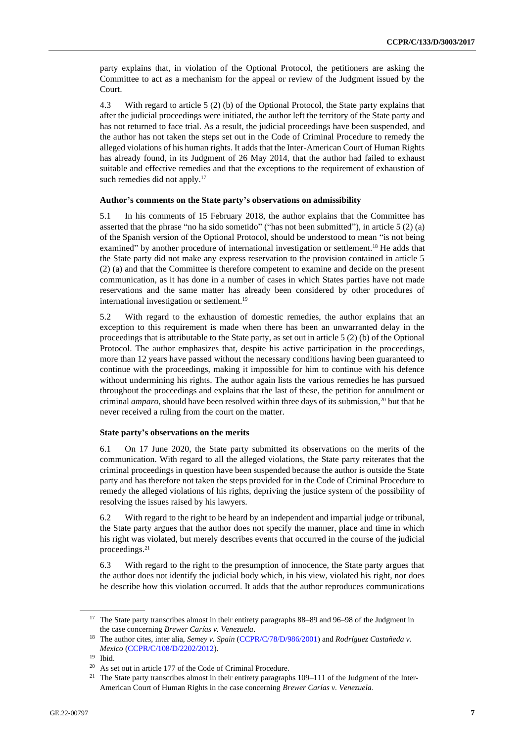party explains that, in violation of the Optional Protocol, the petitioners are asking the Committee to act as a mechanism for the appeal or review of the Judgment issued by the Court.

4.3 With regard to article 5 (2) (b) of the Optional Protocol, the State party explains that after the judicial proceedings were initiated, the author left the territory of the State party and has not returned to face trial. As a result, the judicial proceedings have been suspended, and the author has not taken the steps set out in the Code of Criminal Procedure to remedy the alleged violations of his human rights. It adds that the Inter-American Court of Human Rights has already found, in its Judgment of 26 May 2014, that the author had failed to exhaust suitable and effective remedies and that the exceptions to the requirement of exhaustion of such remedies did not apply.[17]

### Author's comments on the State party's observations on admissibility

5.1 In his comments of 15 February 2018, the author explains that the Committee has asserted that the phrase "no ha sido sometido" ("has not been submitted"), in article 5 (2) (a) of the Spanish version of the Optional Protocol, should be understood to mean "is not being examined" by another procedure of international investigation or settlement.[18] He adds that the State party did not make any express reservation to the provision contained in article 5 (2) (a) and that the Committee is therefore competent to examine and decide on the present communication, as it has done in a number of cases in which States parties have not made reservations and the same matter has already been considered by other procedures of international investigation or settlement.[19]

5.2 With regard to the exhaustion of domestic remedies, the author explains that an exception to this requirement is made when there has been an unwarranted delay in the proceedings that is attributable to the State party, as set out in article 5 (2) (b) of the Optional Protocol. The author emphasizes that, despite his active participation in the proceedings, more than 12 years have passed without the necessary conditions having been guaranteed to continue with the proceedings, making it impossible for him to continue with his defence without undermining his rights. The author again lists the various remedies he has pursued throughout the proceedings and explains that the last of these, the petition for annulment or criminal *amparo*, should have been resolved within three days of its submission,[20] but that he never received a ruling from the court on the matter.

### State party's observations on the merits

6.1 On 17 June 2020, the State party submitted its observations on the merits of the communication. With regard to all the alleged violations, the State party reiterates that the criminal proceedings in question have been suspended because the author is outside the State party and has therefore not taken the steps provided for in the Code of Criminal Procedure to remedy the alleged violations of his rights, depriving the justice system of the possibility of resolving the issues raised by his lawyers.

6.2 With regard to the right to be heard by an independent and impartial judge or tribunal, the State party argues that the author does not specify the manner, place and time in which his right was violated, but merely describes events that occurred in the course of the judicial proceedings.[21]

6.3 With regard to the right to the presumption of innocence, the State party argues that the author does not identify the judicial body which, in his view, violated his right, nor does he describe how this violation occurred. It adds that the author reproduces communications

---

[17] The State party transcribes almost in their entirety paragraphs 88–89 and 96–98 of the Judgment in the case concerning *Brewer Carías v. Venezuela*.

[18] The author cites, inter alia, *Semey v. Spain* (CCPR/C/78/D/986/2001) and *Rodríguez Castañeda v. Mexico* (CCPR/C/108/D/2202/2012).

[19] Ibid.

[20] As set out in article 177 of the Code of Criminal Procedure.

[21] The State party transcribes almost in their entirety paragraphs 109–111 of the Judgment of the Inter-American Court of Human Rights in the case concerning *Brewer Carías v. Venezuela*.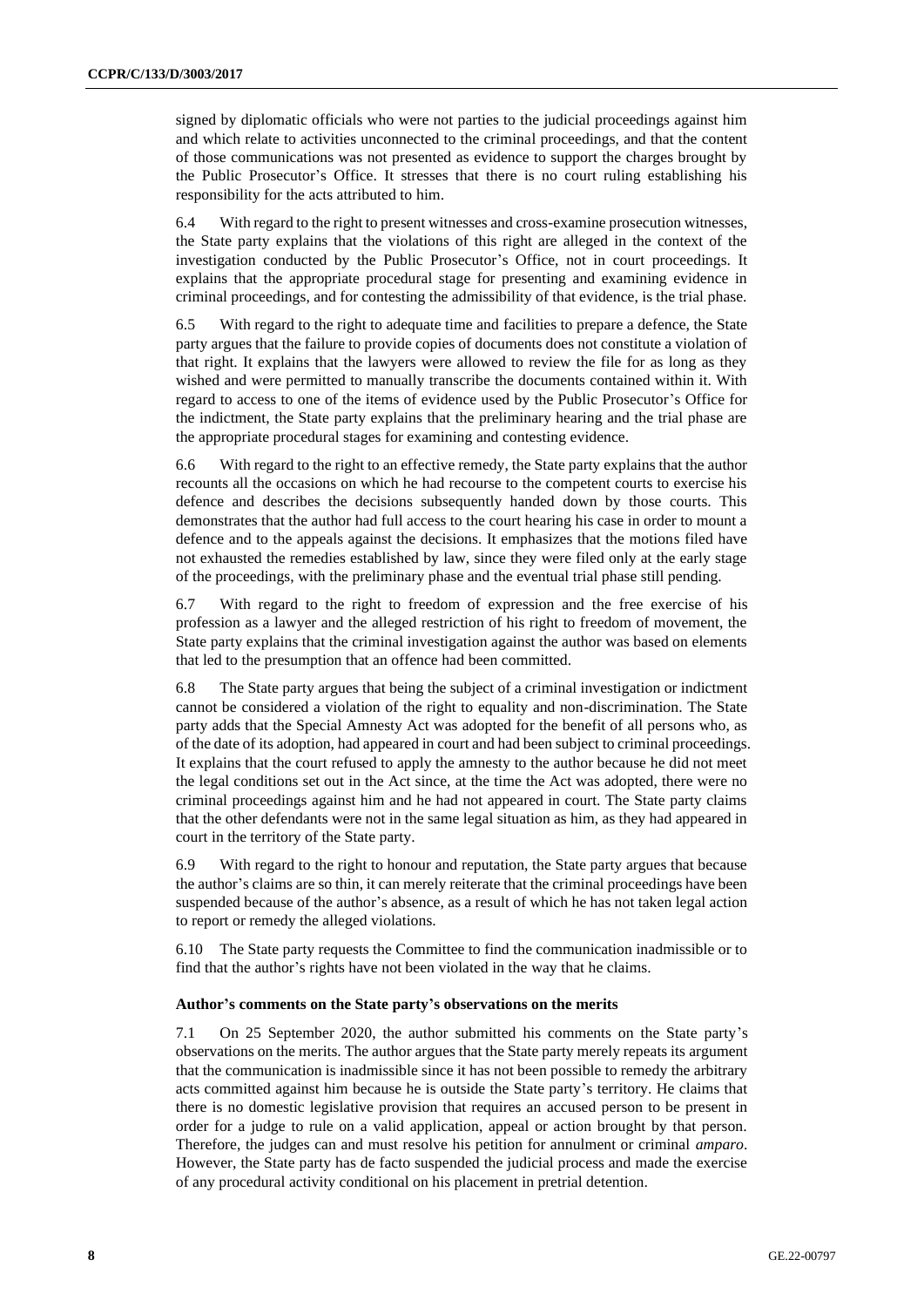signed by diplomatic officials who were not parties to the judicial proceedings against him and which relate to activities unconnected to the criminal proceedings, and that the content of those communications was not presented as evidence to support the charges brought by the Public Prosecutor's Office. It stresses that there is no court ruling establishing his responsibility for the acts attributed to him.

6.4 With regard to the right to present witnesses and cross-examine prosecution witnesses, the State party explains that the violations of this right are alleged in the context of the investigation conducted by the Public Prosecutor's Office, not in court proceedings. It explains that the appropriate procedural stage for presenting and examining evidence in criminal proceedings, and for contesting the admissibility of that evidence, is the trial phase.

6.5 With regard to the right to adequate time and facilities to prepare a defence, the State party argues that the failure to provide copies of documents does not constitute a violation of that right. It explains that the lawyers were allowed to review the file for as long as they wished and were permitted to manually transcribe the documents contained within it. With regard to access to one of the items of evidence used by the Public Prosecutor's Office for the indictment, the State party explains that the preliminary hearing and the trial phase are the appropriate procedural stages for examining and contesting evidence.

6.6 With regard to the right to an effective remedy, the State party explains that the author recounts all the occasions on which he had recourse to the competent courts to exercise his defence and describes the decisions subsequently handed down by those courts. This demonstrates that the author had full access to the court hearing his case in order to mount a defence and to the appeals against the decisions. It emphasizes that the motions filed have not exhausted the remedies established by law, since they were filed only at the early stage of the proceedings, with the preliminary phase and the eventual trial phase still pending.

6.7 With regard to the right to freedom of expression and the free exercise of his profession as a lawyer and the alleged restriction of his right to freedom of movement, the State party explains that the criminal investigation against the author was based on elements that led to the presumption that an offence had been committed.

6.8 The State party argues that being the subject of a criminal investigation or indictment cannot be considered a violation of the right to equality and non-discrimination. The State party adds that the Special Amnesty Act was adopted for the benefit of all persons who, as of the date of its adoption, had appeared in court and had been subject to criminal proceedings. It explains that the court refused to apply the amnesty to the author because he did not meet the legal conditions set out in the Act since, at the time the Act was adopted, there were no criminal proceedings against him and he had not appeared in court. The State party claims that the other defendants were not in the same legal situation as him, as they had appeared in court in the territory of the State party.

6.9 With regard to the right to honour and reputation, the State party argues that because the author's claims are so thin, it can merely reiterate that the criminal proceedings have been suspended because of the author's absence, as a result of which he has not taken legal action to report or remedy the alleged violations.

6.10 The State party requests the Committee to find the communication inadmissible or to find that the author's rights have not been violated in the way that he claims.

### Author's comments on the State party's observations on the merits

7.1 On 25 September 2020, the author submitted his comments on the State party's observations on the merits. The author argues that the State party merely repeats its argument that the communication is inadmissible since it has not been possible to remedy the arbitrary acts committed against him because he is outside the State party's territory. He claims that there is no domestic legislative provision that requires an accused person to be present in order for a judge to rule on a valid application, appeal or action brought by that person. Therefore, the judges can and must resolve his petition for annulment or criminal *amparo*. However, the State party has de facto suspended the judicial process and made the exercise of any procedural activity conditional on his placement in pretrial detention.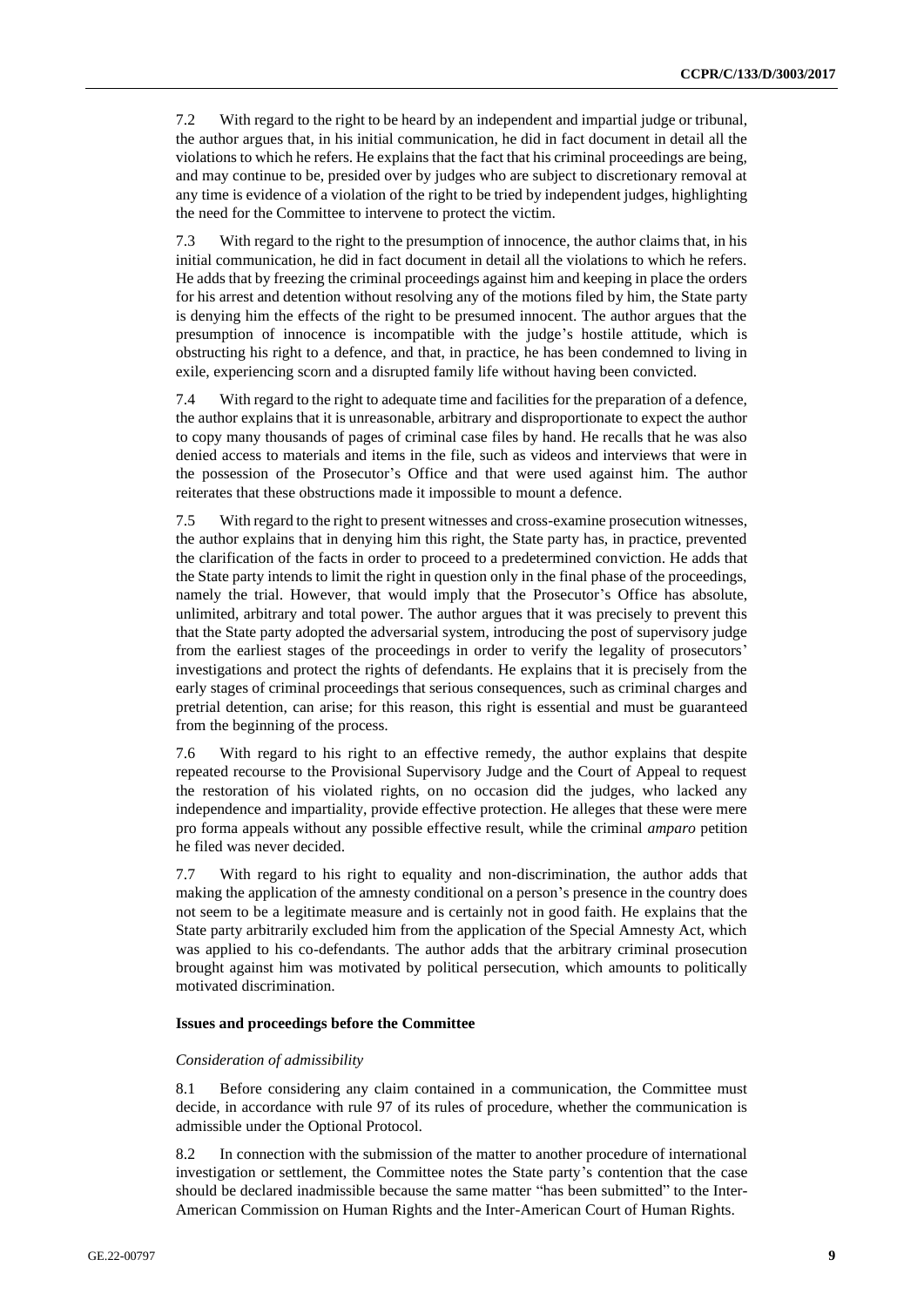7.2 With regard to the right to be heard by an independent and impartial judge or tribunal, the author argues that, in his initial communication, he did in fact document in detail all the violations to which he refers. He explains that the fact that his criminal proceedings are being, and may continue to be, presided over by judges who are subject to discretionary removal at any time is evidence of a violation of the right to be tried by independent judges, highlighting the need for the Committee to intervene to protect the victim.

7.3 With regard to the right to the presumption of innocence, the author claims that, in his initial communication, he did in fact document in detail all the violations to which he refers. He adds that by freezing the criminal proceedings against him and keeping in place the orders for his arrest and detention without resolving any of the motions filed by him, the State party is denying him the effects of the right to be presumed innocent. The author argues that the presumption of innocence is incompatible with the judge's hostile attitude, which is obstructing his right to a defence, and that, in practice, he has been condemned to living in exile, experiencing scorn and a disrupted family life without having been convicted.

7.4 With regard to the right to adequate time and facilities for the preparation of a defence, the author explains that it is unreasonable, arbitrary and disproportionate to expect the author to copy many thousands of pages of criminal case files by hand. He recalls that he was also denied access to materials and items in the file, such as videos and interviews that were in the possession of the Prosecutor's Office and that were used against him. The author reiterates that these obstructions made it impossible to mount a defence.

7.5 With regard to the right to present witnesses and cross-examine prosecution witnesses, the author explains that in denying him this right, the State party has, in practice, prevented the clarification of the facts in order to proceed to a predetermined conviction. He adds that the State party intends to limit the right in question only in the final phase of the proceedings, namely the trial. However, that would imply that the Prosecutor's Office has absolute, unlimited, arbitrary and total power. The author argues that it was precisely to prevent this that the State party adopted the adversarial system, introducing the post of supervisory judge from the earliest stages of the proceedings in order to verify the legality of prosecutors' investigations and protect the rights of defendants. He explains that it is precisely from the early stages of criminal proceedings that serious consequences, such as criminal charges and pretrial detention, can arise; for this reason, this right is essential and must be guaranteed from the beginning of the process.

7.6 With regard to his right to an effective remedy, the author explains that despite repeated recourse to the Provisional Supervisory Judge and the Court of Appeal to request the restoration of his violated rights, on no occasion did the judges, who lacked any independence and impartiality, provide effective protection. He alleges that these were mere pro forma appeals without any possible effective result, while the criminal *amparo* petition he filed was never decided.

7.7 With regard to his right to equality and non-discrimination, the author adds that making the application of the amnesty conditional on a person's presence in the country does not seem to be a legitimate measure and is certainly not in good faith. He explains that the State party arbitrarily excluded him from the application of the Special Amnesty Act, which was applied to his co-defendants. The author adds that the arbitrary criminal prosecution brought against him was motivated by political persecution, which amounts to politically motivated discrimination.

### Issues and proceedings before the Committee

*Consideration of admissibility*

8.1 Before considering any claim contained in a communication, the Committee must decide, in accordance with rule 97 of its rules of procedure, whether the communication is admissible under the Optional Protocol.

8.2 In connection with the submission of the matter to another procedure of international investigation or settlement, the Committee notes the State party's contention that the case should be declared inadmissible because the same matter "has been submitted" to the Inter-American Commission on Human Rights and the Inter-American Court of Human Rights.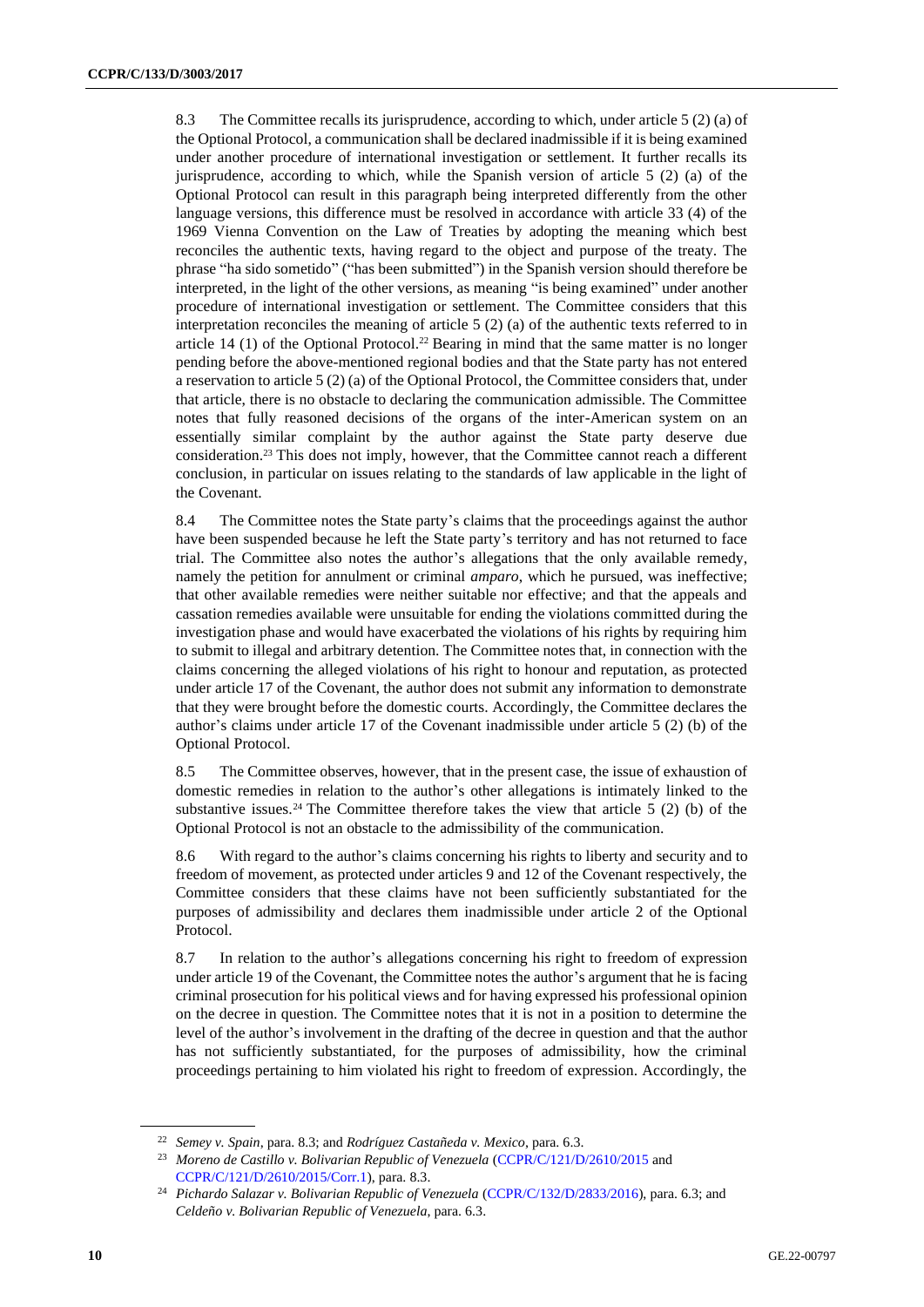8.3 The Committee recalls its jurisprudence, according to which, under article 5 (2) (a) of the Optional Protocol, a communication shall be declared inadmissible if it is being examined under another procedure of international investigation or settlement. It further recalls its jurisprudence, according to which, while the Spanish version of article 5 (2) (a) of the Optional Protocol can result in this paragraph being interpreted differently from the other language versions, this difference must be resolved in accordance with article 33 (4) of the 1969 Vienna Convention on the Law of Treaties by adopting the meaning which best reconciles the authentic texts, having regard to the object and purpose of the treaty. The phrase "ha sido sometido" ("has been submitted") in the Spanish version should therefore be interpreted, in the light of the other versions, as meaning "is being examined" under another procedure of international investigation or settlement. The Committee considers that this interpretation reconciles the meaning of article 5 (2) (a) of the authentic texts referred to in article 14 (1) of the Optional Protocol.[22] Bearing in mind that the same matter is no longer pending before the above-mentioned regional bodies and that the State party has not entered a reservation to article 5 (2) (a) of the Optional Protocol, the Committee considers that, under that article, there is no obstacle to declaring the communication admissible. The Committee notes that fully reasoned decisions of the organs of the inter-American system on an essentially similar complaint by the author against the State party deserve due consideration.[23] This does not imply, however, that the Committee cannot reach a different conclusion, in particular on issues relating to the standards of law applicable in the light of the Covenant.

8.4 The Committee notes the State party's claims that the proceedings against the author have been suspended because he left the State party's territory and has not returned to face trial. The Committee also notes the author's allegations that the only available remedy, namely the petition for annulment or criminal *amparo*, which he pursued, was ineffective; that other available remedies were neither suitable nor effective; and that the appeals and cassation remedies available were unsuitable for ending the violations committed during the investigation phase and would have exacerbated the violations of his rights by requiring him to submit to illegal and arbitrary detention. The Committee notes that, in connection with the claims concerning the alleged violations of his right to honour and reputation, as protected under article 17 of the Covenant, the author does not submit any information to demonstrate that they were brought before the domestic courts. Accordingly, the Committee declares the author's claims under article 17 of the Covenant inadmissible under article 5 (2) (b) of the Optional Protocol.

8.5 The Committee observes, however, that in the present case, the issue of exhaustion of domestic remedies in relation to the author's other allegations is intimately linked to the substantive issues.[24] The Committee therefore takes the view that article 5 (2) (b) of the Optional Protocol is not an obstacle to the admissibility of the communication.

8.6 With regard to the author's claims concerning his rights to liberty and security and to freedom of movement, as protected under articles 9 and 12 of the Covenant respectively, the Committee considers that these claims have not been sufficiently substantiated for the purposes of admissibility and declares them inadmissible under article 2 of the Optional Protocol.

8.7 In relation to the author's allegations concerning his right to freedom of expression under article 19 of the Covenant, the Committee notes the author's argument that he is facing criminal prosecution for his political views and for having expressed his professional opinion on the decree in question. The Committee notes that it is not in a position to determine the level of the author's involvement in the drafting of the decree in question and that the author has not sufficiently substantiated, for the purposes of admissibility, how the criminal proceedings pertaining to him violated his right to freedom of expression. Accordingly, the

---

[22] *Semey v. Spain*, para. 8.3; and *Rodríguez Castañeda v. Mexico*, para. 6.3.

[23] *Moreno de Castillo v. Bolivarian Republic of Venezuela* (CCPR/C/121/D/2610/2015 and CCPR/C/121/D/2610/2015/Corr.1), para. 8.3.

[24] *Pichardo Salazar v. Bolivarian Republic of Venezuela* (CCPR/C/132/D/2833/2016), para. 6.3; and *Celdeño v. Bolivarian Republic of Venezuela*, para. 6.3.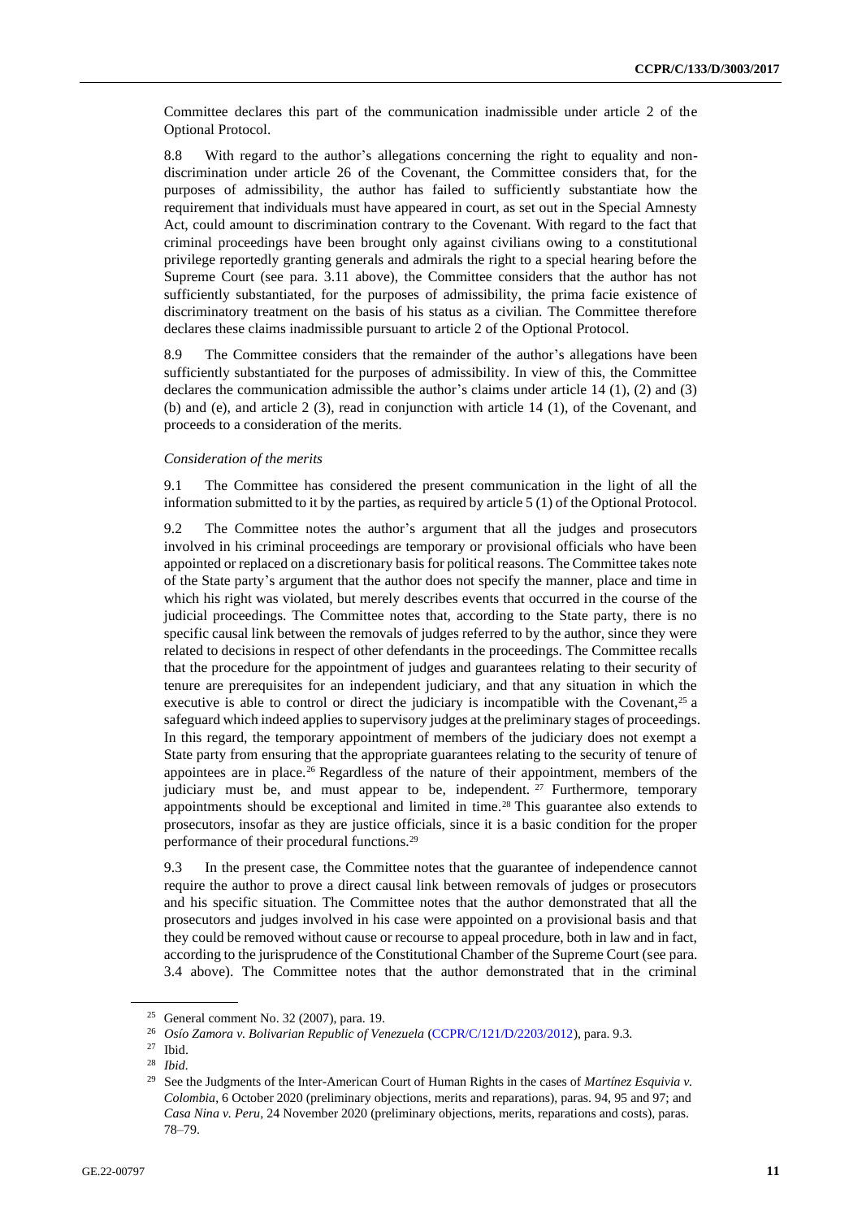Committee declares this part of the communication inadmissible under article 2 of the Optional Protocol.

8.8 With regard to the author's allegations concerning the right to equality and non-discrimination under article 26 of the Covenant, the Committee considers that, for the purposes of admissibility, the author has failed to sufficiently substantiate how the requirement that individuals must have appeared in court, as set out in the Special Amnesty Act, could amount to discrimination contrary to the Covenant. With regard to the fact that criminal proceedings have been brought only against civilians owing to a constitutional privilege reportedly granting generals and admirals the right to a special hearing before the Supreme Court (see para. 3.11 above), the Committee considers that the author has not sufficiently substantiated, for the purposes of admissibility, the prima facie existence of discriminatory treatment on the basis of his status as a civilian. The Committee therefore declares these claims inadmissible pursuant to article 2 of the Optional Protocol.

8.9 The Committee considers that the remainder of the author's allegations have been sufficiently substantiated for the purposes of admissibility. In view of this, the Committee declares the communication admissible the author's claims under article 14 (1), (2) and (3) (b) and (e), and article 2 (3), read in conjunction with article 14 (1), of the Covenant, and proceeds to a consideration of the merits.

*Consideration of the merits*

9.1 The Committee has considered the present communication in the light of all the information submitted to it by the parties, as required by article 5 (1) of the Optional Protocol.

9.2 The Committee notes the author's argument that all the judges and prosecutors involved in his criminal proceedings are temporary or provisional officials who have been appointed or replaced on a discretionary basis for political reasons. The Committee takes note of the State party's argument that the author does not specify the manner, place and time in which his right was violated, but merely describes events that occurred in the course of the judicial proceedings. The Committee notes that, according to the State party, there is no specific causal link between the removals of judges referred to by the author, since they were related to decisions in respect of other defendants in the proceedings. The Committee recalls that the procedure for the appointment of judges and guarantees relating to their security of tenure are prerequisites for an independent judiciary, and that any situation in which the executive is able to control or direct the judiciary is incompatible with the Covenant,[25] a safeguard which indeed applies to supervisory judges at the preliminary stages of proceedings. In this regard, the temporary appointment of members of the judiciary does not exempt a State party from ensuring that the appropriate guarantees relating to the security of tenure of appointees are in place.[26] Regardless of the nature of their appointment, members of the judiciary must be, and must appear to be, independent.[27] Furthermore, temporary appointments should be exceptional and limited in time.[28] This guarantee also extends to prosecutors, insofar as they are justice officials, since it is a basic condition for the proper performance of their procedural functions.[29]

9.3 In the present case, the Committee notes that the guarantee of independence cannot require the author to prove a direct causal link between removals of judges or prosecutors and his specific situation. The Committee notes that the author demonstrated that all the prosecutors and judges involved in his case were appointed on a provisional basis and that they could be removed without cause or recourse to appeal procedure, both in law and in fact, according to the jurisprudence of the Constitutional Chamber of the Supreme Court (see para. 3.4 above). The Committee notes that the author demonstrated that in the criminal

---

[25] General comment No. 32 (2007), para. 19.

[26] *Osío Zamora v. Bolivarian Republic of Venezuela* (CCPR/C/121/D/2203/2012), para. 9.3.

[27] Ibid.

[28] *Ibid.*

[29] See the Judgments of the Inter-American Court of Human Rights in the cases of *Martínez Esquivia v. Colombia*, 6 October 2020 (preliminary objections, merits and reparations), paras. 94, 95 and 97; and *Casa Nina v. Peru*, 24 November 2020 (preliminary objections, merits, reparations and costs), paras. 78–79.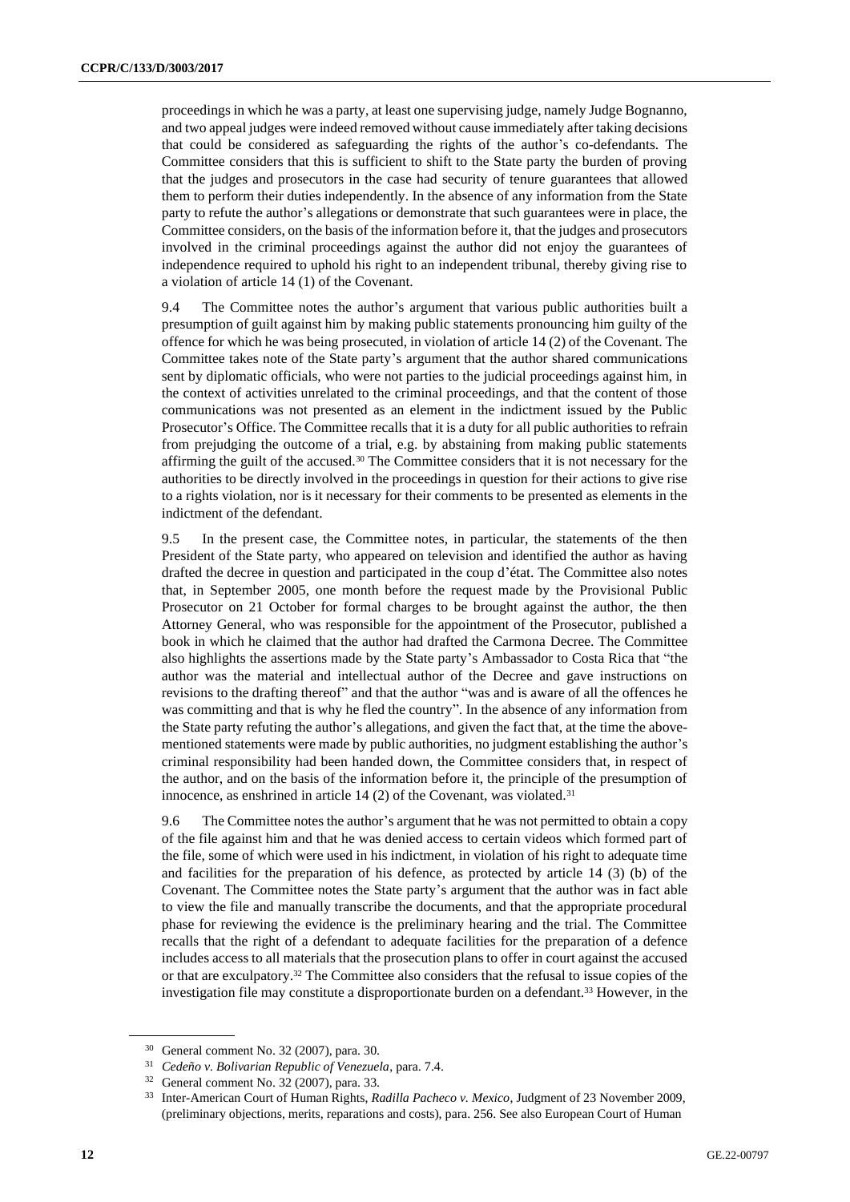proceedings in which he was a party, at least one supervising judge, namely Judge Bognanno, and two appeal judges were indeed removed without cause immediately after taking decisions that could be considered as safeguarding the rights of the author's co-defendants. The Committee considers that this is sufficient to shift to the State party the burden of proving that the judges and prosecutors in the case had security of tenure guarantees that allowed them to perform their duties independently. In the absence of any information from the State party to refute the author's allegations or demonstrate that such guarantees were in place, the Committee considers, on the basis of the information before it, that the judges and prosecutors involved in the criminal proceedings against the author did not enjoy the guarantees of independence required to uphold his right to an independent tribunal, thereby giving rise to a violation of article 14 (1) of the Covenant.

9.4 The Committee notes the author's argument that various public authorities built a presumption of guilt against him by making public statements pronouncing him guilty of the offence for which he was being prosecuted, in violation of article 14 (2) of the Covenant. The Committee takes note of the State party's argument that the author shared communications sent by diplomatic officials, who were not parties to the judicial proceedings against him, in the context of activities unrelated to the criminal proceedings, and that the content of those communications was not presented as an element in the indictment issued by the Public Prosecutor's Office. The Committee recalls that it is a duty for all public authorities to refrain from prejudging the outcome of a trial, e.g. by abstaining from making public statements affirming the guilt of the accused.[30] The Committee considers that it is not necessary for the authorities to be directly involved in the proceedings in question for their actions to give rise to a rights violation, nor is it necessary for their comments to be presented as elements in the indictment of the defendant.

9.5 In the present case, the Committee notes, in particular, the statements of the then President of the State party, who appeared on television and identified the author as having drafted the decree in question and participated in the coup d'état. The Committee also notes that, in September 2005, one month before the request made by the Provisional Public Prosecutor on 21 October for formal charges to be brought against the author, the then Attorney General, who was responsible for the appointment of the Prosecutor, published a book in which he claimed that the author had drafted the Carmona Decree. The Committee also highlights the assertions made by the State party's Ambassador to Costa Rica that "the author was the material and intellectual author of the Decree and gave instructions on revisions to the drafting thereof" and that the author "was and is aware of all the offences he was committing and that is why he fled the country". In the absence of any information from the State party refuting the author's allegations, and given the fact that, at the time the above-mentioned statements were made by public authorities, no judgment establishing the author's criminal responsibility had been handed down, the Committee considers that, in respect of the author, and on the basis of the information before it, the principle of the presumption of innocence, as enshrined in article 14 (2) of the Covenant, was violated.[31]

9.6 The Committee notes the author's argument that he was not permitted to obtain a copy of the file against him and that he was denied access to certain videos which formed part of the file, some of which were used in his indictment, in violation of his right to adequate time and facilities for the preparation of his defence, as protected by article 14 (3) (b) of the Covenant. The Committee notes the State party's argument that the author was in fact able to view the file and manually transcribe the documents, and that the appropriate procedural phase for reviewing the evidence is the preliminary hearing and the trial. The Committee recalls that the right of a defendant to adequate facilities for the preparation of a defence includes access to all materials that the prosecution plans to offer in court against the accused or that are exculpatory.[32] The Committee also considers that the refusal to issue copies of the investigation file may constitute a disproportionate burden on a defendant.[33] However, in the

[30] General comment No. 32 (2007), para. 30.

[31] *Cedeño v. Bolivarian Republic of Venezuela*, para. 7.4.

[32] General comment No. 32 (2007), para. 33.

[33] Inter-American Court of Human Rights, *Radilla Pacheco v. Mexico*, Judgment of 23 November 2009, (preliminary objections, merits, reparations and costs), para. 256. See also European Court of Human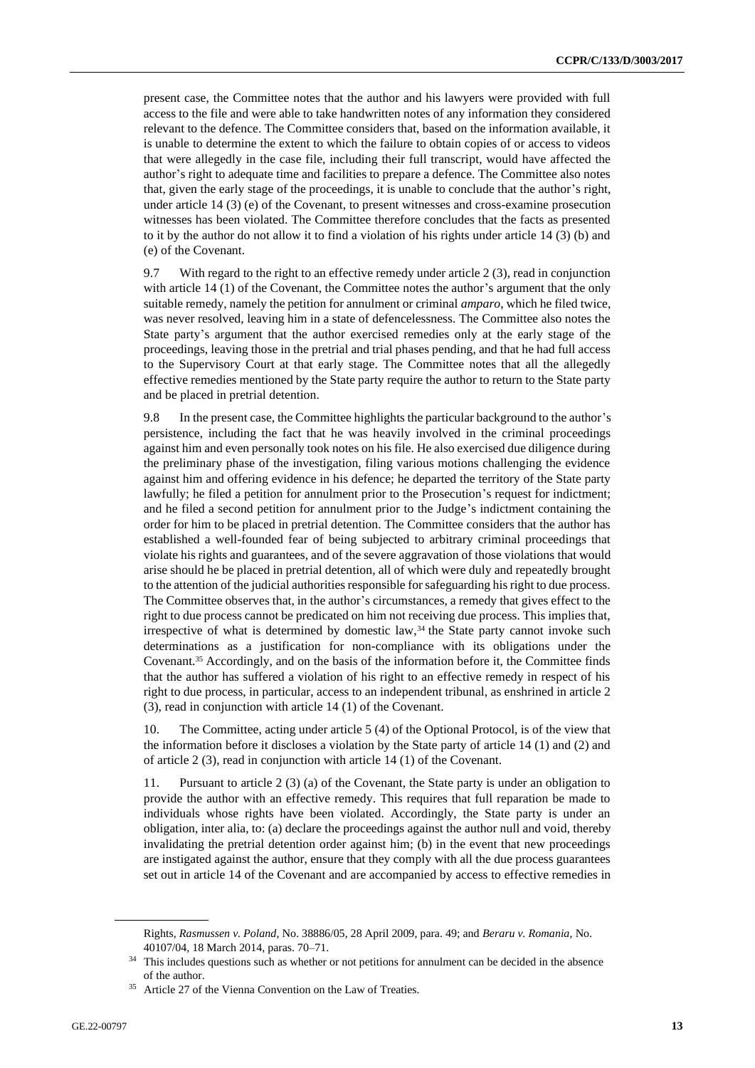present case, the Committee notes that the author and his lawyers were provided with full access to the file and were able to take handwritten notes of any information they considered relevant to the defence. The Committee considers that, based on the information available, it is unable to determine the extent to which the failure to obtain copies of or access to videos that were allegedly in the case file, including their full transcript, would have affected the author's right to adequate time and facilities to prepare a defence. The Committee also notes that, given the early stage of the proceedings, it is unable to conclude that the author's right, under article 14 (3) (e) of the Covenant, to present witnesses and cross-examine prosecution witnesses has been violated. The Committee therefore concludes that the facts as presented to it by the author do not allow it to find a violation of his rights under article 14 (3) (b) and (e) of the Covenant.

9.7 With regard to the right to an effective remedy under article 2 (3), read in conjunction with article 14 (1) of the Covenant, the Committee notes the author's argument that the only suitable remedy, namely the petition for annulment or criminal *amparo*, which he filed twice, was never resolved, leaving him in a state of defencelessness. The Committee also notes the State party's argument that the author exercised remedies only at the early stage of the proceedings, leaving those in the pretrial and trial phases pending, and that he had full access to the Supervisory Court at that early stage. The Committee notes that all the allegedly effective remedies mentioned by the State party require the author to return to the State party and be placed in pretrial detention.

9.8 In the present case, the Committee highlights the particular background to the author's persistence, including the fact that he was heavily involved in the criminal proceedings against him and even personally took notes on his file. He also exercised due diligence during the preliminary phase of the investigation, filing various motions challenging the evidence against him and offering evidence in his defence; he departed the territory of the State party lawfully; he filed a petition for annulment prior to the Prosecution's request for indictment; and he filed a second petition for annulment prior to the Judge's indictment containing the order for him to be placed in pretrial detention. The Committee considers that the author has established a well-founded fear of being subjected to arbitrary criminal proceedings that violate his rights and guarantees, and of the severe aggravation of those violations that would arise should he be placed in pretrial detention, all of which were duly and repeatedly brought to the attention of the judicial authorities responsible for safeguarding his right to due process. The Committee observes that, in the author's circumstances, a remedy that gives effect to the right to due process cannot be predicated on him not receiving due process. This implies that, irrespective of what is determined by domestic law,[34] the State party cannot invoke such determinations as a justification for non-compliance with its obligations under the Covenant.[35] Accordingly, and on the basis of the information before it, the Committee finds that the author has suffered a violation of his right to an effective remedy in respect of his right to due process, in particular, access to an independent tribunal, as enshrined in article 2 (3), read in conjunction with article 14 (1) of the Covenant.

10. The Committee, acting under article 5 (4) of the Optional Protocol, is of the view that the information before it discloses a violation by the State party of article 14 (1) and (2) and of article 2 (3), read in conjunction with article 14 (1) of the Covenant.

11. Pursuant to article 2 (3) (a) of the Covenant, the State party is under an obligation to provide the author with an effective remedy. This requires that full reparation be made to individuals whose rights have been violated. Accordingly, the State party is under an obligation, inter alia, to: (a) declare the proceedings against the author null and void, thereby invalidating the pretrial detention order against him; (b) in the event that new proceedings are instigated against the author, ensure that they comply with all the due process guarantees set out in article 14 of the Covenant and are accompanied by access to effective remedies in

---

Rights, *Rasmussen v. Poland*, No. 38886/05, 28 April 2009, para. 49; and *Beraru v. Romania*, No. 40107/04, 18 March 2014, paras. 70–71.

[34] This includes questions such as whether or not petitions for annulment can be decided in the absence of the author.

[35] Article 27 of the Vienna Convention on the Law of Treaties.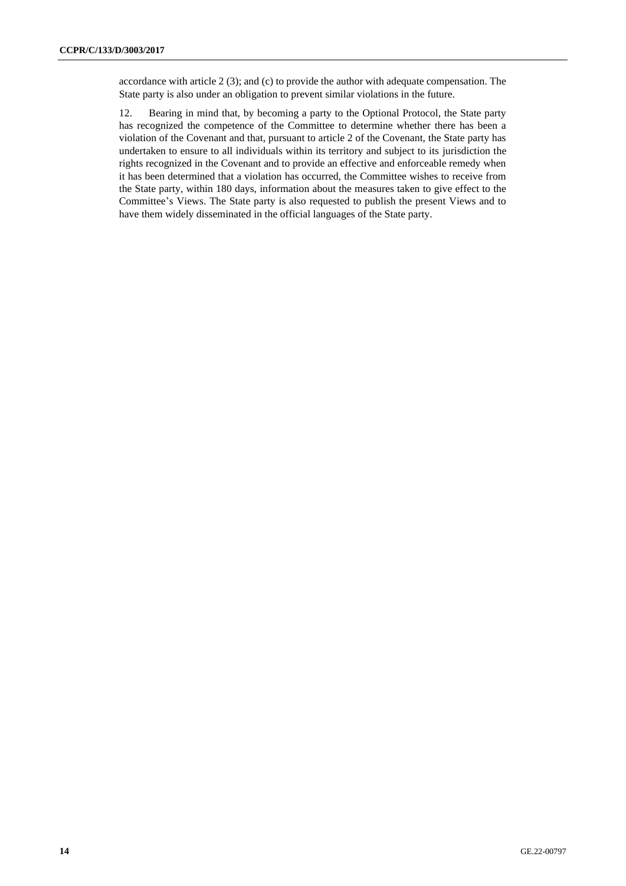accordance with article 2 (3); and (c) to provide the author with adequate compensation. The State party is also under an obligation to prevent similar violations in the future.

12. Bearing in mind that, by becoming a party to the Optional Protocol, the State party has recognized the competence of the Committee to determine whether there has been a violation of the Covenant and that, pursuant to article 2 of the Covenant, the State party has undertaken to ensure to all individuals within its territory and subject to its jurisdiction the rights recognized in the Covenant and to provide an effective and enforceable remedy when it has been determined that a violation has occurred, the Committee wishes to receive from the State party, within 180 days, information about the measures taken to give effect to the Committee's Views. The State party is also requested to publish the present Views and to have them widely disseminated in the official languages of the State party.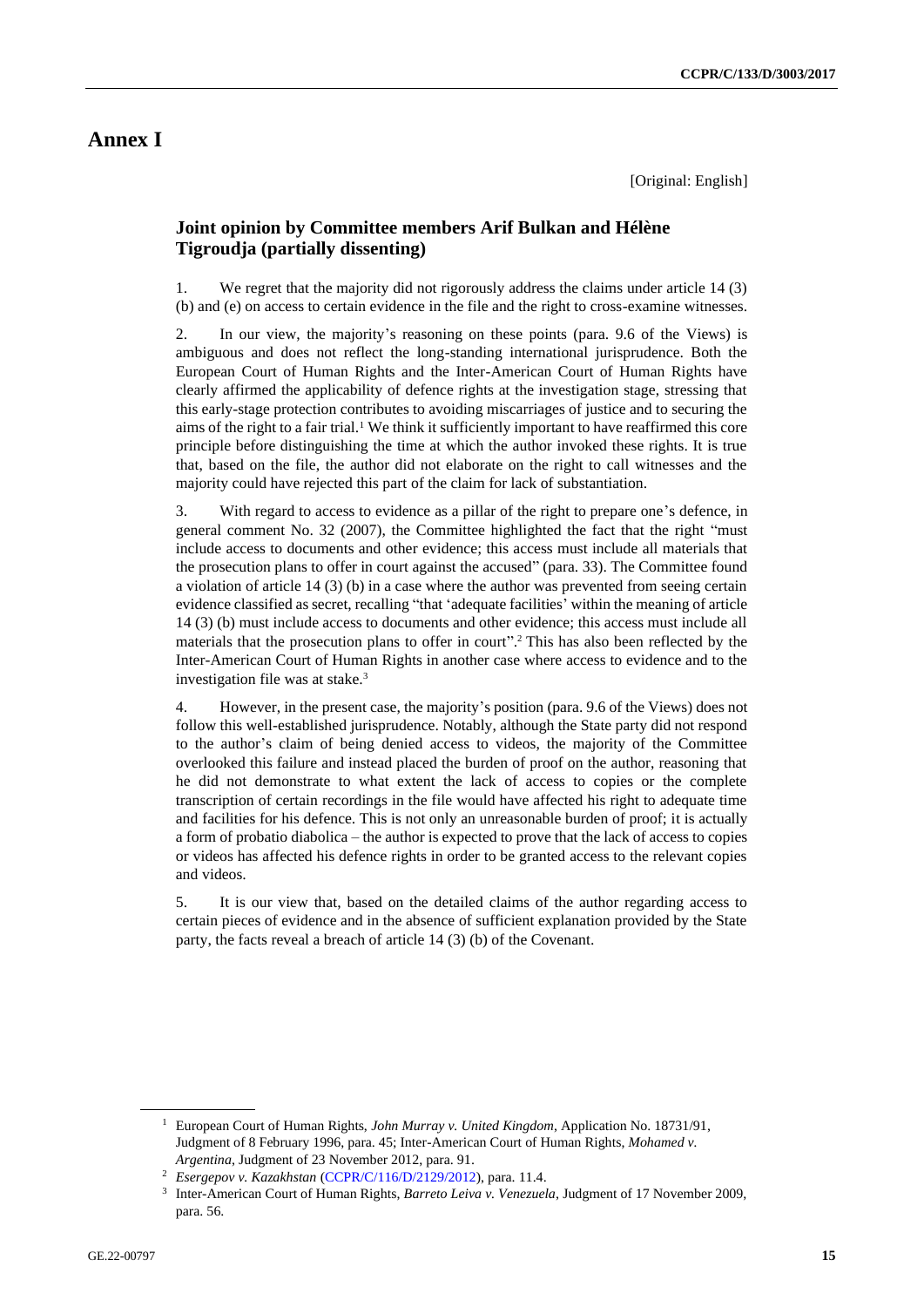# Annex I

[Original: English]

## Joint opinion by Committee members Arif Bulkan and Hélène Tigroudja (partially dissenting)

1. We regret that the majority did not rigorously address the claims under article 14 (3) (b) and (e) on access to certain evidence in the file and the right to cross-examine witnesses.

2. In our view, the majority's reasoning on these points (para. 9.6 of the Views) is ambiguous and does not reflect the long-standing international jurisprudence. Both the European Court of Human Rights and the Inter-American Court of Human Rights have clearly affirmed the applicability of defence rights at the investigation stage, stressing that this early-stage protection contributes to avoiding miscarriages of justice and to securing the aims of the right to a fair trial.[1] We think it sufficiently important to have reaffirmed this core principle before distinguishing the time at which the author invoked these rights. It is true that, based on the file, the author did not elaborate on the right to call witnesses and the majority could have rejected this part of the claim for lack of substantiation.

3. With regard to access to evidence as a pillar of the right to prepare one's defence, in general comment No. 32 (2007), the Committee highlighted the fact that the right "must include access to documents and other evidence; this access must include all materials that the prosecution plans to offer in court against the accused" (para. 33). The Committee found a violation of article 14 (3) (b) in a case where the author was prevented from seeing certain evidence classified as secret, recalling "that 'adequate facilities' within the meaning of article 14 (3) (b) must include access to documents and other evidence; this access must include all materials that the prosecution plans to offer in court".[2] This has also been reflected by the Inter-American Court of Human Rights in another case where access to evidence and to the investigation file was at stake.[3]

4. However, in the present case, the majority's position (para. 9.6 of the Views) does not follow this well-established jurisprudence. Notably, although the State party did not respond to the author's claim of being denied access to videos, the majority of the Committee overlooked this failure and instead placed the burden of proof on the author, reasoning that he did not demonstrate to what extent the lack of access to copies or the complete transcription of certain recordings in the file would have affected his right to adequate time and facilities for his defence. This is not only an unreasonable burden of proof; it is actually a form of probatio diabolica – the author is expected to prove that the lack of access to copies or videos has affected his defence rights in order to be granted access to the relevant copies and videos.

5. It is our view that, based on the detailed claims of the author regarding access to certain pieces of evidence and in the absence of sufficient explanation provided by the State party, the facts reveal a breach of article 14 (3) (b) of the Covenant.

---

[1] European Court of Human Rights, *John Murray v. United Kingdom*, Application No. 18731/91, Judgment of 8 February 1996, para. 45; Inter-American Court of Human Rights, *Mohamed v. Argentina*, Judgment of 23 November 2012, para. 91.

[2] *Esergepov v. Kazakhstan* (CCPR/C/116/D/2129/2012), para. 11.4.

[3] Inter-American Court of Human Rights, *Barreto Leiva v. Venezuela*, Judgment of 17 November 2009, para. 56.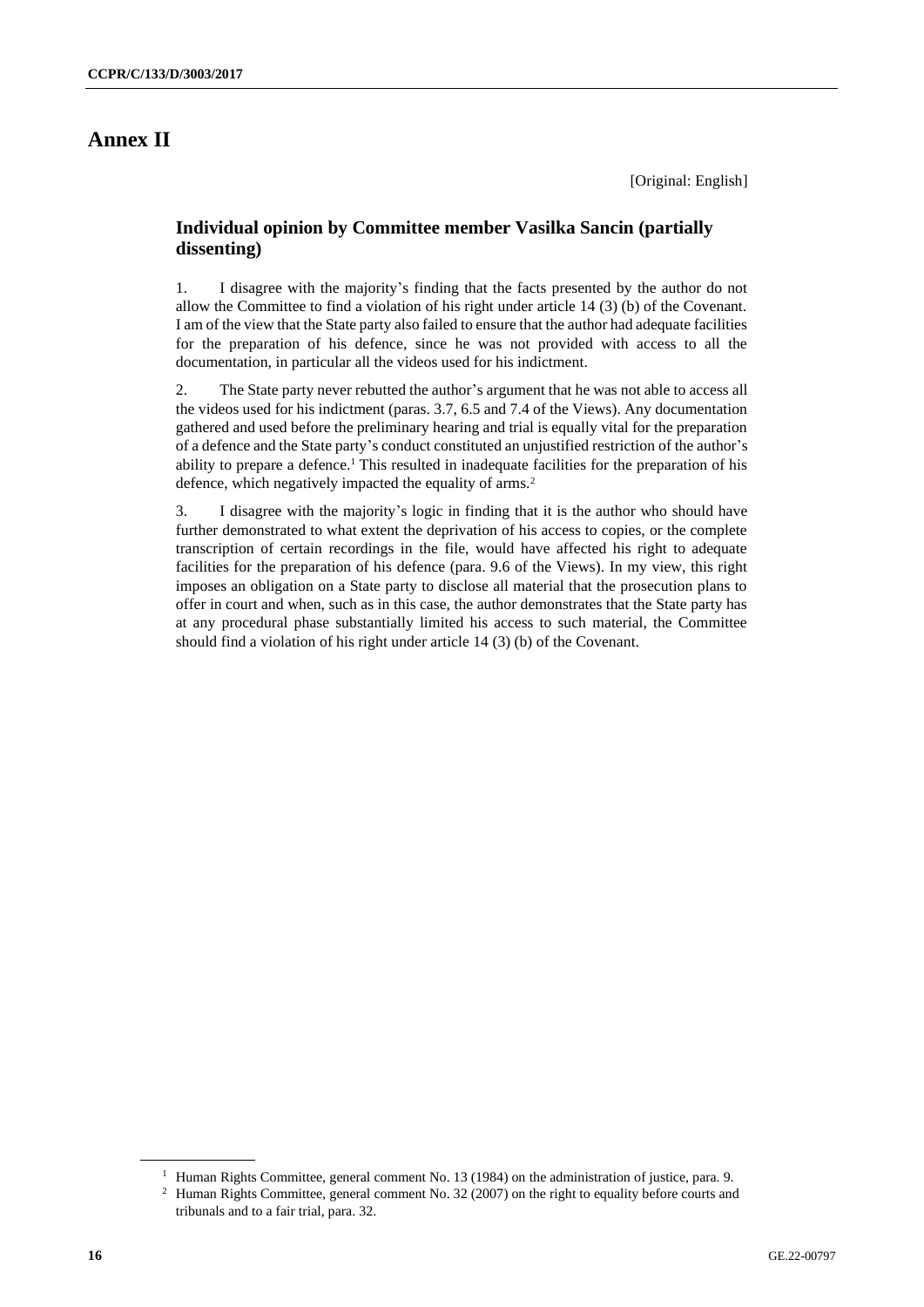# Annex II

[Original: English]

## Individual opinion by Committee member Vasilka Sancin (partially dissenting)

1. I disagree with the majority's finding that the facts presented by the author do not allow the Committee to find a violation of his right under article 14 (3) (b) of the Covenant. I am of the view that the State party also failed to ensure that the author had adequate facilities for the preparation of his defence, since he was not provided with access to all the documentation, in particular all the videos used for his indictment.

2. The State party never rebutted the author's argument that he was not able to access all the videos used for his indictment (paras. 3.7, 6.5 and 7.4 of the Views). Any documentation gathered and used before the preliminary hearing and trial is equally vital for the preparation of a defence and the State party's conduct constituted an unjustified restriction of the author's ability to prepare a defence.[1] This resulted in inadequate facilities for the preparation of his defence, which negatively impacted the equality of arms.[2]

3. I disagree with the majority's logic in finding that it is the author who should have further demonstrated to what extent the deprivation of his access to copies, or the complete transcription of certain recordings in the file, would have affected his right to adequate facilities for the preparation of his defence (para. 9.6 of the Views). In my view, this right imposes an obligation on a State party to disclose all material that the prosecution plans to offer in court and when, such as in this case, the author demonstrates that the State party has at any procedural phase substantially limited his access to such material, the Committee should find a violation of his right under article 14 (3) (b) of the Covenant.

---

[1] Human Rights Committee, general comment No. 13 (1984) on the administration of justice, para. 9.

[2] Human Rights Committee, general comment No. 32 (2007) on the right to equality before courts and tribunals and to a fair trial, para. 32.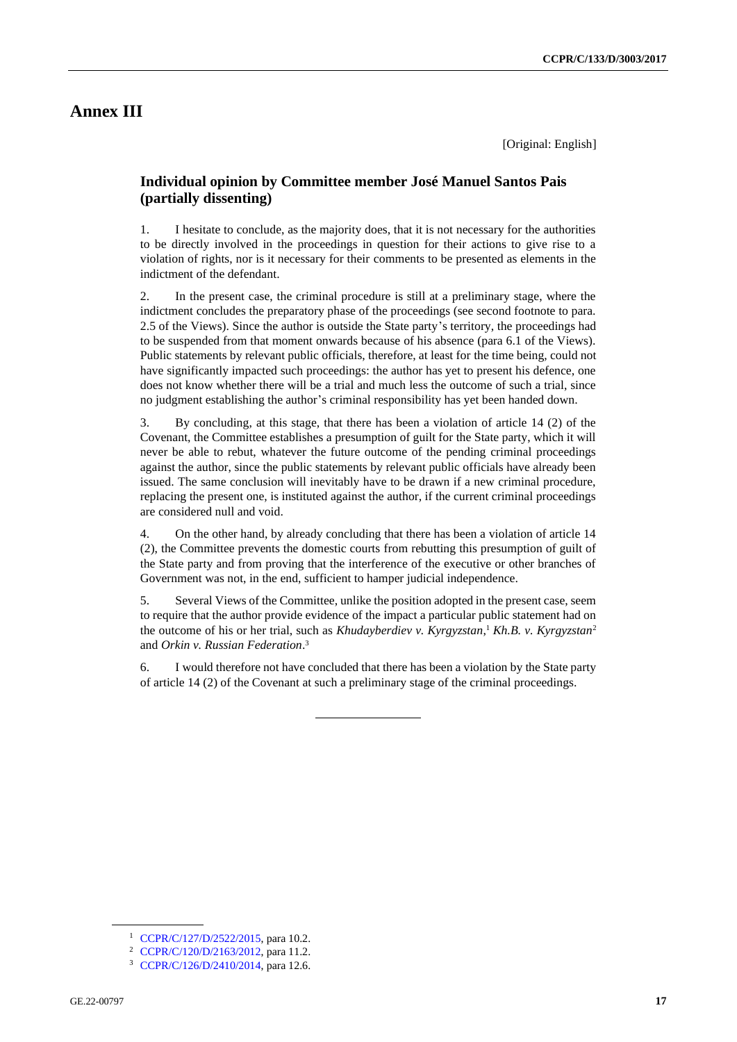# Annex III

[Original: English]

## Individual opinion by Committee member José Manuel Santos Pais (partially dissenting)

1. I hesitate to conclude, as the majority does, that it is not necessary for the authorities to be directly involved in the proceedings in question for their actions to give rise to a violation of rights, nor is it necessary for their comments to be presented as elements in the indictment of the defendant.

2. In the present case, the criminal procedure is still at a preliminary stage, where the indictment concludes the preparatory phase of the proceedings (see second footnote to para. 2.5 of the Views). Since the author is outside the State party's territory, the proceedings had to be suspended from that moment onwards because of his absence (para 6.1 of the Views). Public statements by relevant public officials, therefore, at least for the time being, could not have significantly impacted such proceedings: the author has yet to present his defence, one does not know whether there will be a trial and much less the outcome of such a trial, since no judgment establishing the author's criminal responsibility has yet been handed down.

3. By concluding, at this stage, that there has been a violation of article 14 (2) of the Covenant, the Committee establishes a presumption of guilt for the State party, which it will never be able to rebut, whatever the future outcome of the pending criminal proceedings against the author, since the public statements by relevant public officials have already been issued. The same conclusion will inevitably have to be drawn if a new criminal procedure, replacing the present one, is instituted against the author, if the current criminal proceedings are considered null and void.

4. On the other hand, by already concluding that there has been a violation of article 14 (2), the Committee prevents the domestic courts from rebutting this presumption of guilt of the State party and from proving that the interference of the executive or other branches of Government was not, in the end, sufficient to hamper judicial independence.

5. Several Views of the Committee, unlike the position adopted in the present case, seem to require that the author provide evidence of the impact a particular public statement had on the outcome of his or her trial, such as *Khudayberdiev v. Kyrgyzstan*,[1] *Kh.B. v. Kyrgyzstan*[2] and *Orkin v. Russian Federation*.[3]

6. I would therefore not have concluded that there has been a violation by the State party of article 14 (2) of the Covenant at such a preliminary stage of the criminal proceedings.

---

[1] CCPR/C/127/D/2522/2015, para 10.2.

[2] CCPR/C/120/D/2163/2012, para 11.2.

[3] CCPR/C/126/D/2410/2014, para 12.6.